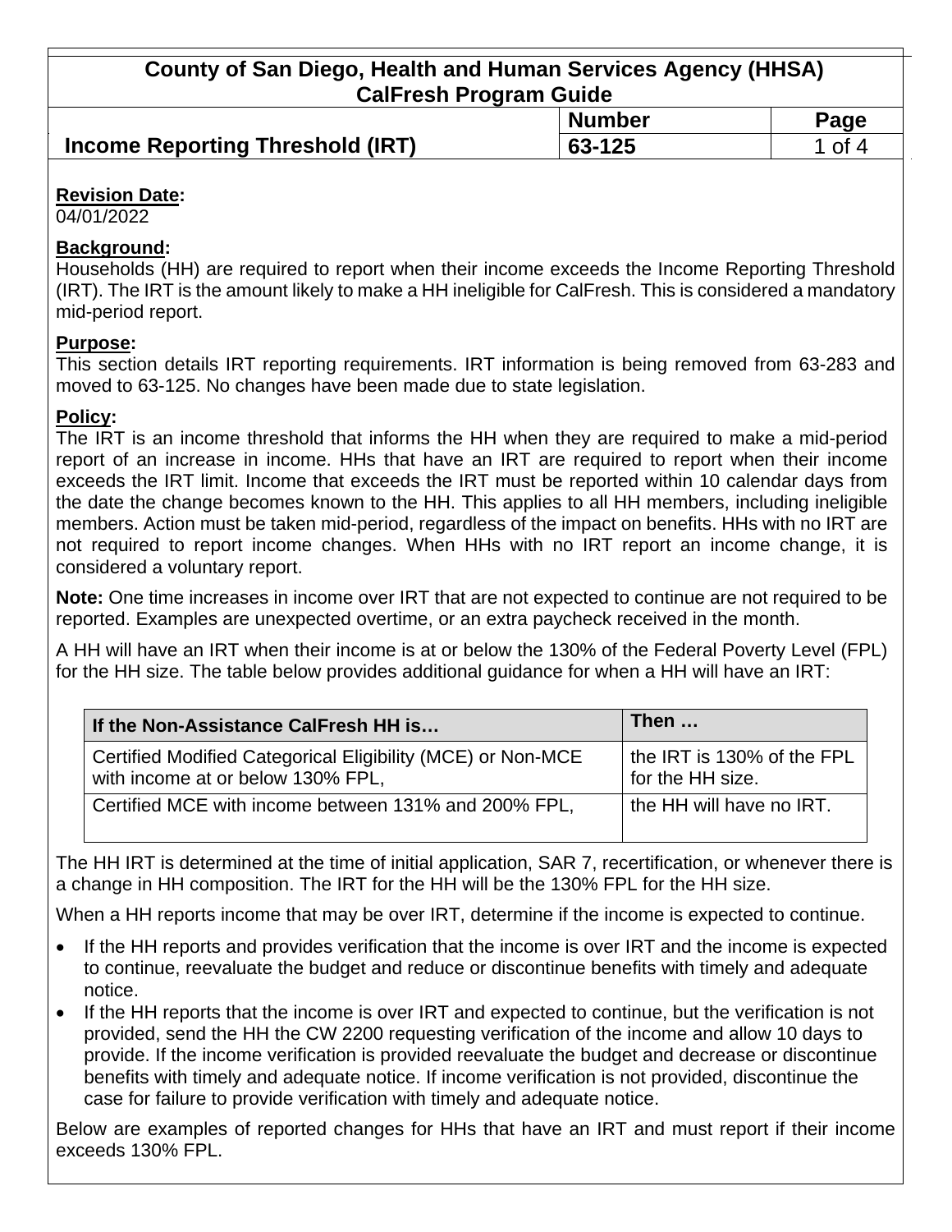# County of San Diego, Health and Human Services Agency (HHSA)
# CalFresh Program Guide

| Income Reporting Threshold (IRT) | Number | Page |
|---|---|---|
| | 63-125 | 1 of 4 |

**Revision Date:**
04/01/2022

**Background:**
Households (HH) are required to report when their income exceeds the Income Reporting Threshold (IRT). The IRT is the amount likely to make a HH ineligible for CalFresh. This is considered a mandatory mid-period report.

**Purpose:**
This section details IRT reporting requirements. IRT information is being removed from 63-283 and moved to 63-125. No changes have been made due to state legislation.

**Policy:**
The IRT is an income threshold that informs the HH when they are required to make a mid-period report of an increase in income. HHs that have an IRT are required to report when their income exceeds the IRT limit. Income that exceeds the IRT must be reported within 10 calendar days from the date the change becomes known to the HH. This applies to all HH members, including ineligible members. Action must be taken mid-period, regardless of the impact on benefits. HHs with no IRT are not required to report income changes. When HHs with no IRT report an income change, it is considered a voluntary report.

**Note:** One time increases in income over IRT that are not expected to continue are not required to be reported. Examples are unexpected overtime, or an extra paycheck received in the month.

A HH will have an IRT when their income is at or below the 130% of the Federal Poverty Level (FPL) for the HH size. The table below provides additional guidance for when a HH will have an IRT:

| If the Non-Assistance CalFresh HH is… | Then … |
|---|---|
| Certified Modified Categorical Eligibility (MCE) or Non-MCE with income at or below 130% FPL, | the IRT is 130% of the FPL for the HH size. |
| Certified MCE with income between 131% and 200% FPL, | the HH will have no IRT. |

The HH IRT is determined at the time of initial application, SAR 7, recertification, or whenever there is a change in HH composition. The IRT for the HH will be the 130% FPL for the HH size.

When a HH reports income that may be over IRT, determine if the income is expected to continue.

- If the HH reports and provides verification that the income is over IRT and the income is expected to continue, reevaluate the budget and reduce or discontinue benefits with timely and adequate notice.
- If the HH reports that the income is over IRT and expected to continue, but the verification is not provided, send the HH the CW 2200 requesting verification of the income and allow 10 days to provide. If the income verification is provided reevaluate the budget and decrease or discontinue benefits with timely and adequate notice. If income verification is not provided, discontinue the case for failure to provide verification with timely and adequate notice.

Below are examples of reported changes for HHs that have an IRT and must report if their income exceeds 130% FPL.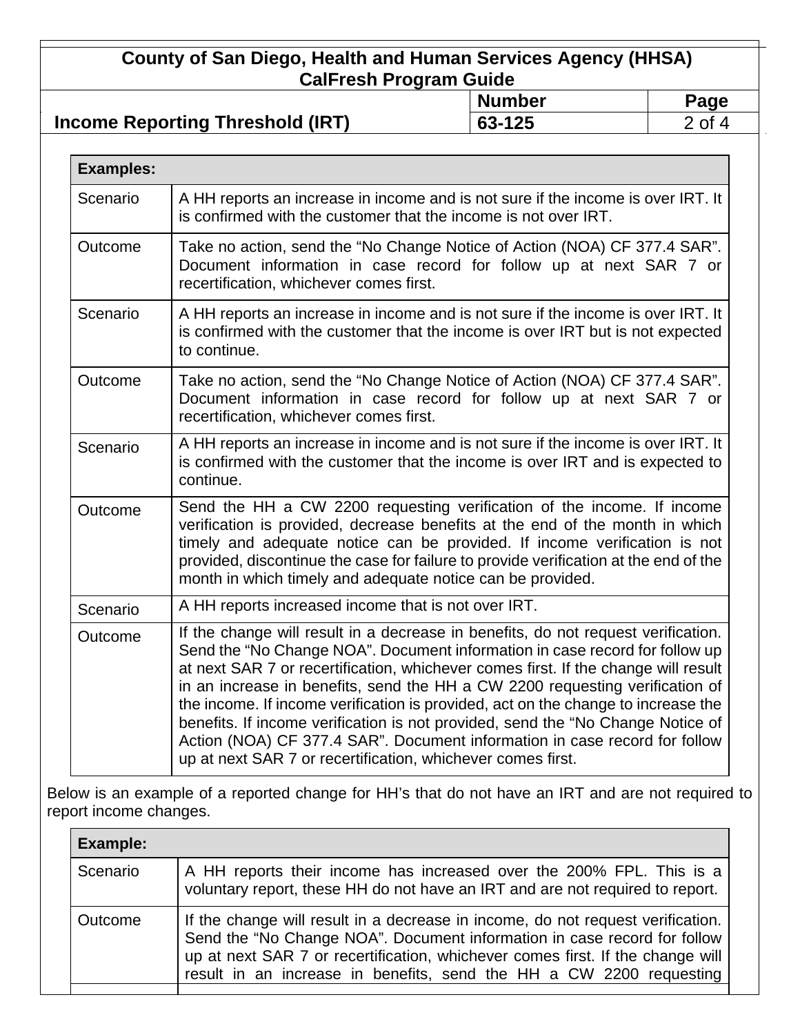| Examples: | |
|---|---|
| Scenario | A HH reports an increase in income and is not sure if the income is over IRT. It is confirmed with the customer that the income is not over IRT. |
| Outcome | Take no action, send the "No Change Notice of Action (NOA) CF 377.4 SAR". Document information in case record for follow up at next SAR 7 or recertification, whichever comes first. |
| Scenario | A HH reports an increase in income and is not sure if the income is over IRT. It is confirmed with the customer that the income is over IRT but is not expected to continue. |
| Outcome | Take no action, send the "No Change Notice of Action (NOA) CF 377.4 SAR". Document information in case record for follow up at next SAR 7 or recertification, whichever comes first. |
| Scenario | A HH reports an increase in income and is not sure if the income is over IRT. It is confirmed with the customer that the income is over IRT and is expected to continue. |
| Outcome | Send the HH a CW 2200 requesting verification of the income. If income verification is provided, decrease benefits at the end of the month in which timely and adequate notice can be provided. If income verification is not provided, discontinue the case for failure to provide verification at the end of the month in which timely and adequate notice can be provided. |
| Scenario | A HH reports increased income that is not over IRT. |
| Outcome | If the change will result in a decrease in benefits, do not request verification. Send the "No Change NOA". Document information in case record for follow up at next SAR 7 or recertification, whichever comes first. If the change will result in an increase in benefits, send the HH a CW 2200 requesting verification of the income. If income verification is provided, act on the change to increase the benefits. If income verification is not provided, send the "No Change Notice of Action (NOA) CF 377.4 SAR". Document information in case record for follow up at next SAR 7 or recertification, whichever comes first. |

Below is an example of a reported change for HH's that do not have an IRT and are not required to report income changes.

| Example: | |
|---|---|
| Scenario | A HH reports their income has increased over the 200% FPL. This is a voluntary report, these HH do not have an IRT and are not required to report. |
| Outcome | If the change will result in a decrease in income, do not request verification. Send the "No Change NOA". Document information in case record for follow up at next SAR 7 or recertification, whichever comes first. If the change will result in an increase in benefits, send the HH a CW 2200 requesting |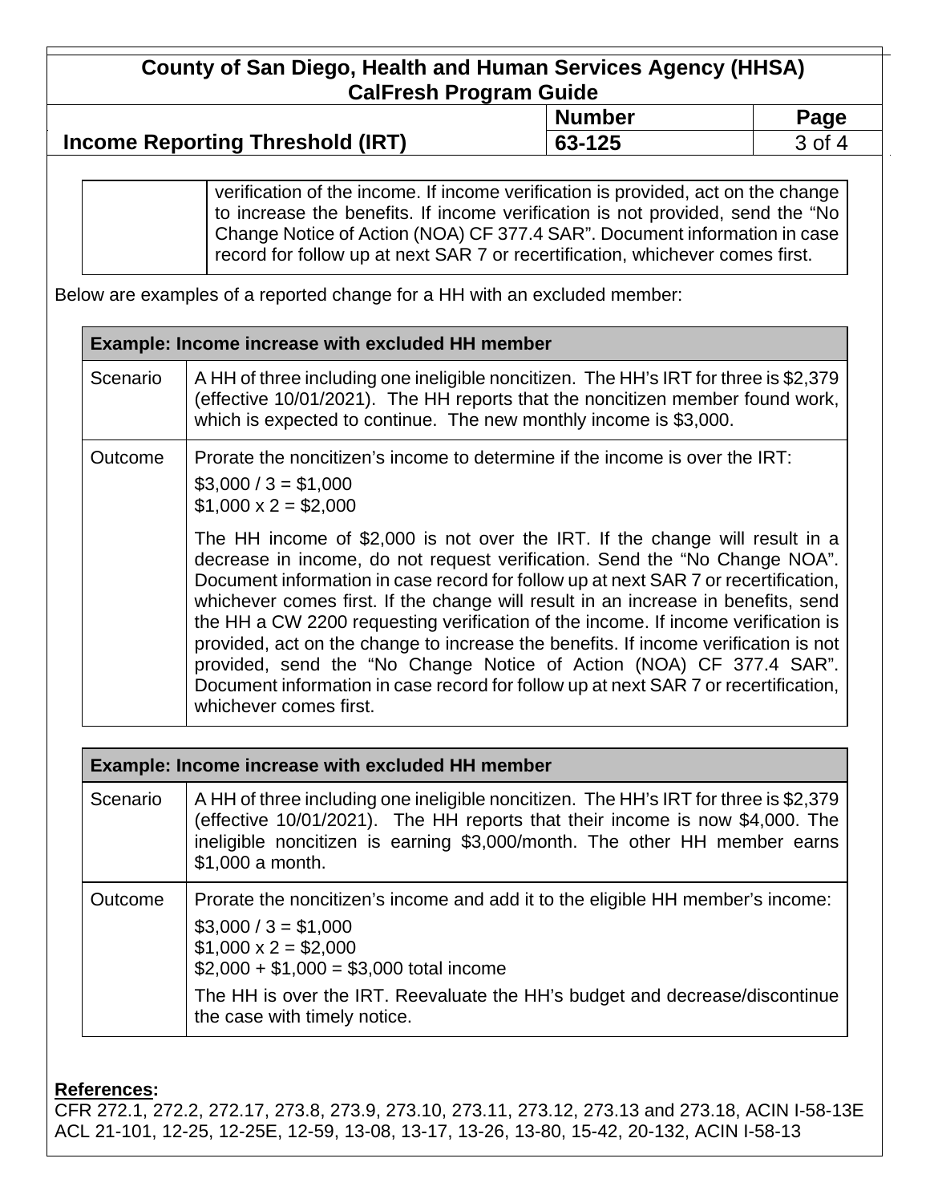| | verification of the income. If income verification is provided, act on the change to increase the benefits. If income verification is not provided, send the "No Change Notice of Action (NOA) CF 377.4 SAR". Document information in case record for follow up at next SAR 7 or recertification, whichever comes first. |
|---|---|

Below are examples of a reported change for a HH with an excluded member:

| **Example: Income increase with excluded HH member** | |
|---|---|
| Scenario | A HH of three including one ineligible noncitizen. The HH's IRT for three is $2,379 (effective 10/01/2021). The HH reports that the noncitizen member found work, which is expected to continue. The new monthly income is $3,000. |
| Outcome | Prorate the noncitizen's income to determine if the income is over the IRT:<br>$3,000 / 3 = $1,000<br>$1,000 x 2 = $2,000<br>The HH income of $2,000 is not over the IRT. If the change will result in a decrease in income, do not request verification. Send the "No Change NOA". Document information in case record for follow up at next SAR 7 or recertification, whichever comes first. If the change will result in an increase in benefits, send the HH a CW 2200 requesting verification of the income. If income verification is provided, act on the change to increase the benefits. If income verification is not provided, send the "No Change Notice of Action (NOA) CF 377.4 SAR". Document information in case record for follow up at next SAR 7 or recertification, whichever comes first. |

| **Example: Income increase with excluded HH member** | |
|---|---|
| Scenario | A HH of three including one ineligible noncitizen. The HH's IRT for three is $2,379 (effective 10/01/2021). The HH reports that their income is now $4,000. The ineligible noncitizen is earning $3,000/month. The other HH member earns $1,000 a month. |
| Outcome | Prorate the noncitizen's income and add it to the eligible HH member's income:<br>$3,000 / 3 = $1,000<br>$1,000 x 2 = $2,000<br>$2,000 + $1,000 = $3,000 total income<br>The HH is over the IRT. Reevaluate the HH's budget and decrease/discontinue the case with timely notice. |

**References:**
CFR 272.1, 272.2, 272.17, 273.8, 273.9, 273.10, 273.11, 273.12, 273.13 and 273.18, ACIN I-58-13E
ACL 21-101, 12-25, 12-25E, 12-59, 13-08, 13-17, 13-26, 13-80, 15-42, 20-132, ACIN I-58-13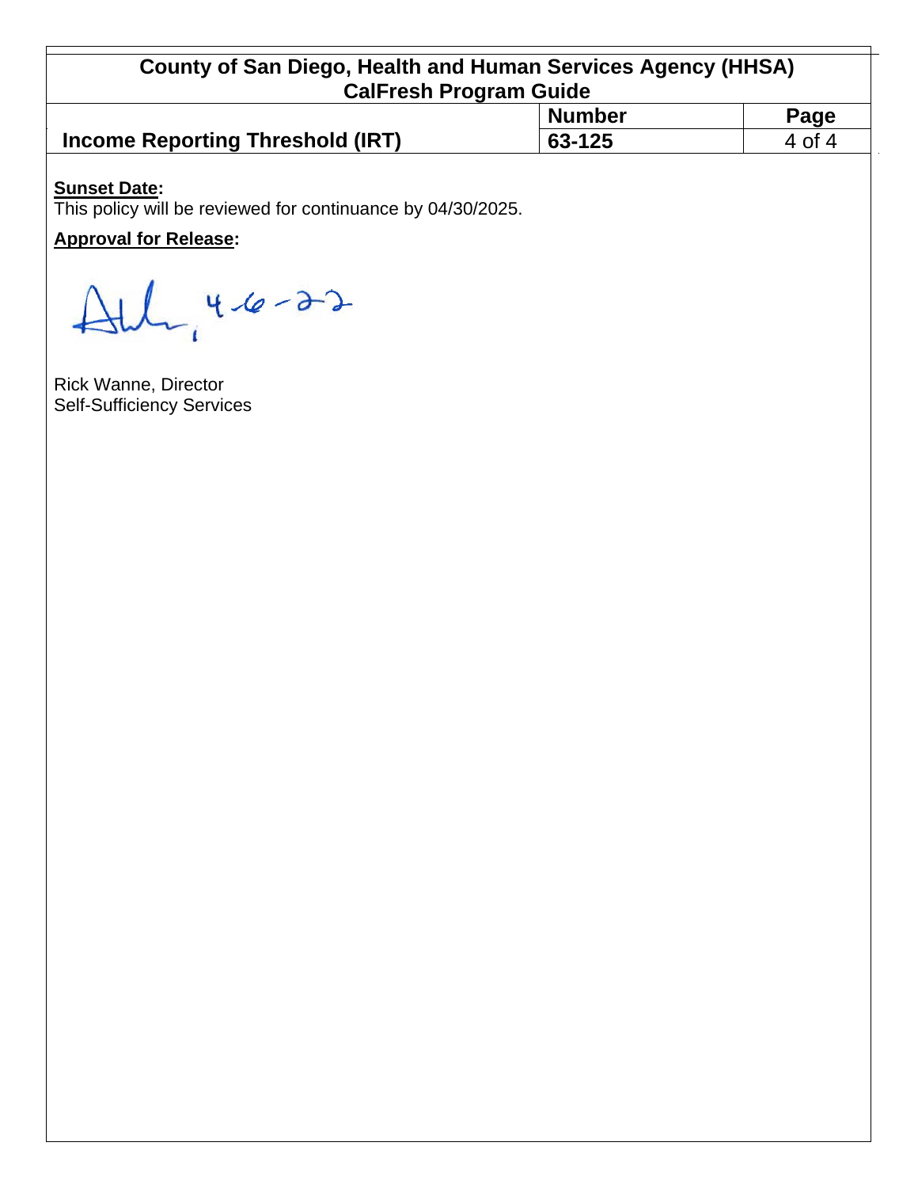**Sunset Date:**
This policy will be reviewed for continuance by 04/30/2025.

**Approval for Release:**

4-6-22

Rick Wanne, Director
Self-Sufficiency Services